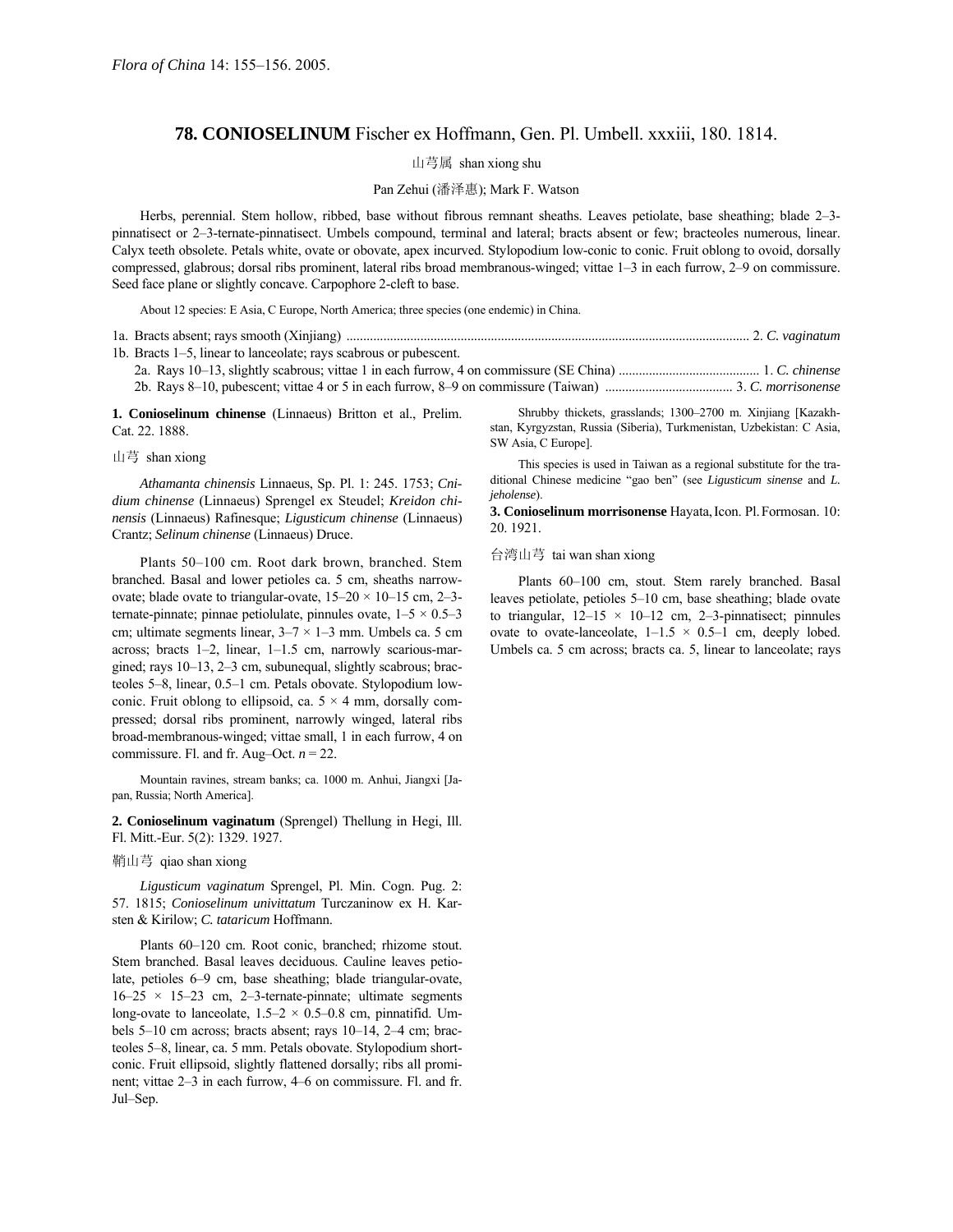*Flora of China* 14: 155–156. 2005.

# 78. CONIOSELINUM Fischer ex Hoffmann, Gen. Pl. Umbell. xxxiii, 180. 1814.

山芎属 shan xiong shu

Pan Zehui (潘泽惠); Mark F. Watson

Herbs, perennial. Stem hollow, ribbed, base without fibrous remnant sheaths. Leaves petiolate, base sheathing; blade 2–3-pinnatisect or 2–3-ternate-pinnatisect. Umbels compound, terminal and lateral; bracts absent or few; bracteoles numerous, linear. Calyx teeth obsolete. Petals white, ovate or obovate, apex incurved. Stylopodium low-conic to conic. Fruit oblong to ovoid, dorsally compressed, glabrous; dorsal ribs prominent, lateral ribs broad membranous-winged; vittae 1–3 in each furrow, 2–9 on commissure. Seed face plane or slightly concave. Carpophore 2-cleft to base.

About 12 species: E Asia, C Europe, North America; three species (one endemic) in China.

1a. Bracts absent; rays smooth (Xinjiang) .......... 2. *C. vaginatum*
1b. Bracts 1–5, linear to lanceolate; rays scabrous or pubescent.
  2a. Rays 10–13, slightly scabrous; vittae 1 in each furrow, 4 on commissure (SE China) .......... 1. *C. chinense*
  2b. Rays 8–10, pubescent; vittae 4 or 5 in each furrow, 8–9 on commissure (Taiwan) .......... 3. *C. morrisonense*

**1. Conioselinum chinense** (Linnaeus) Britton et al., Prelim. Cat. 22. 1888.

山芎 shan xiong

*Athamanta chinensis* Linnaeus, Sp. Pl. 1: 245. 1753; *Cnidium chinense* (Linnaeus) Sprengel ex Steudel; *Kreidon chinensis* (Linnaeus) Rafinesque; *Ligusticum chinense* (Linnaeus) Crantz; *Selinum chinense* (Linnaeus) Druce.

Plants 50–100 cm. Root dark brown, branched. Stem branched. Basal and lower petioles ca. 5 cm, sheaths narrow-ovate; blade ovate to triangular-ovate, 15–20 × 10–15 cm, 2–3-ternate-pinnate; pinnae petiolulate, pinnules ovate, 1–5 × 0.5–3 cm; ultimate segments linear, 3–7 × 1–3 mm. Umbels ca. 5 cm across; bracts 1–2, linear, 1–1.5 cm, narrowly scarious-margined; rays 10–13, 2–3 cm, subunequal, slightly scabrous; bracteoles 5–8, linear, 0.5–1 cm. Petals obovate. Stylopodium low-conic. Fruit oblong to ellipsoid, ca. 5 × 4 mm, dorsally compressed; dorsal ribs prominent, narrowly winged, lateral ribs broad-membranous-winged; vittae small, 1 in each furrow, 4 on commissure. Fl. and fr. Aug–Oct. *n* = 22.

Mountain ravines, stream banks; ca. 1000 m. Anhui, Jiangxi [Japan, Russia; North America].

**2. Conioselinum vaginatum** (Sprengel) Thellung in Hegi, Ill. Fl. Mitt.-Eur. 5(2): 1329. 1927.

鞘山芎 qiao shan xiong

*Ligusticum vaginatum* Sprengel, Pl. Min. Cogn. Pug. 2: 57. 1815; *Conioselinum univittatum* Turczaninow ex H. Karsten & Kirilow; *C. tataricum* Hoffmann.

Plants 60–120 cm. Root conic, branched; rhizome stout. Stem branched. Basal leaves deciduous. Cauline leaves petiolate, petioles 6–9 cm, base sheathing; blade triangular-ovate, 16–25 × 15–23 cm, 2–3-ternate-pinnate; ultimate segments long-ovate to lanceolate, 1.5–2 × 0.5–0.8 cm, pinnatifid. Umbels 5–10 cm across; bracts absent; rays 10–14, 2–4 cm; bracteoles 5–8, linear, ca. 5 mm. Petals obovate. Stylopodium short-conic. Fruit ellipsoid, slightly flattened dorsally; ribs all prominent; vittae 2–3 in each furrow, 4–6 on commissure. Fl. and fr. Jul–Sep.

Shrubby thickets, grasslands; 1300–2700 m. Xinjiang [Kazakhstan, Kyrgyzstan, Russia (Siberia), Turkmenistan, Uzbekistan: C Asia, SW Asia, C Europe].

This species is used in Taiwan as a regional substitute for the traditional Chinese medicine “gao ben” (see *Ligusticum sinense* and *L. jeholense*).

**3. Conioselinum morrisonense** Hayata, Icon. Pl. Formosan. 10: 20. 1921.

台湾山芎 tai wan shan xiong

Plants 60–100 cm, stout. Stem rarely branched. Basal leaves petiolate, petioles 5–10 cm, base sheathing; blade ovate to triangular, 12–15 × 10–12 cm, 2–3-pinnatisect; pinnules ovate to ovate-lanceolate, 1–1.5 × 0.5–1 cm, deeply lobed. Umbels ca. 5 cm across; bracts ca. 5, linear to lanceolate; rays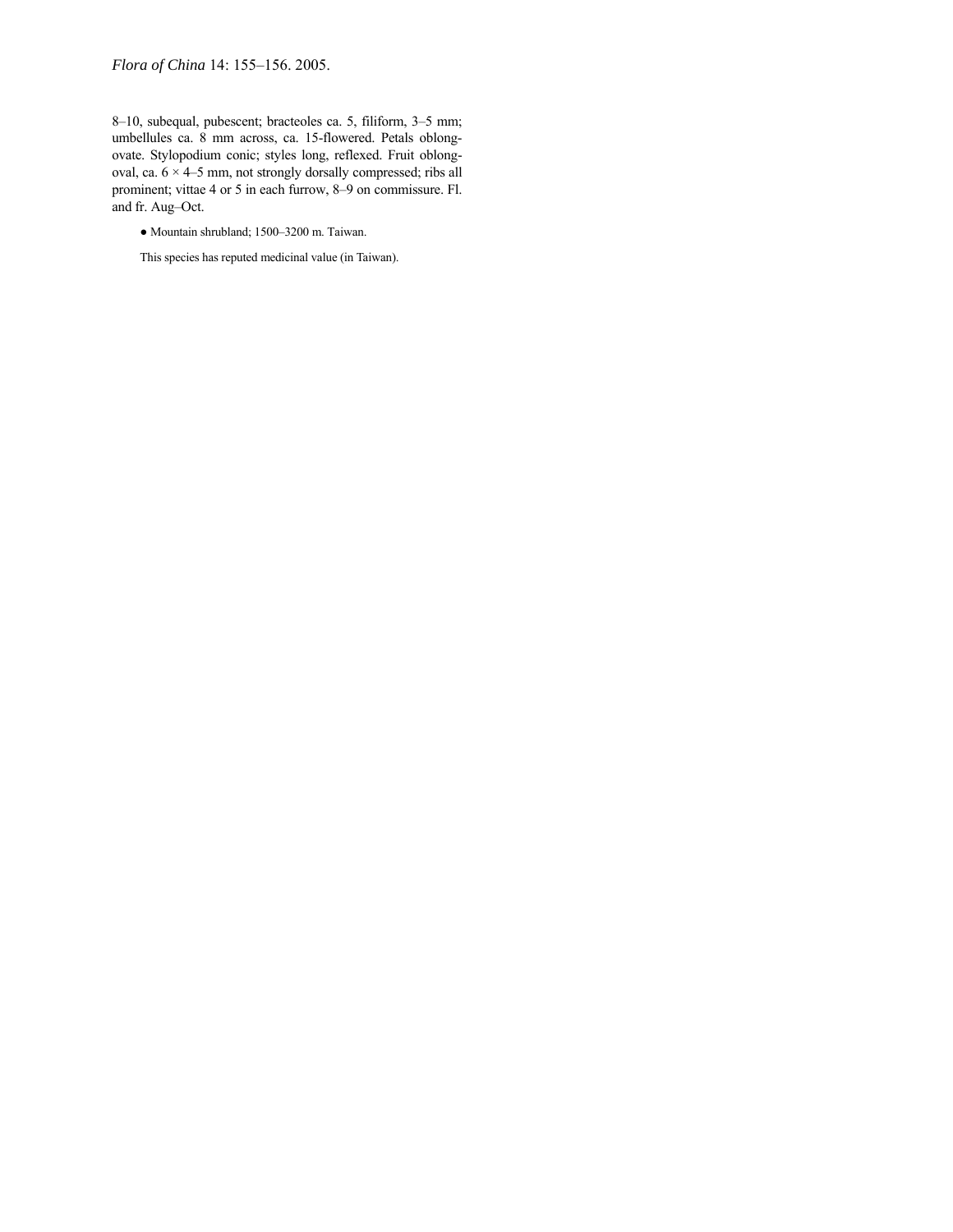8–10, subequal, pubescent; bracteoles ca. 5, filiform, 3–5 mm; umbellules ca. 8 mm across, ca. 15-flowered. Petals oblong-ovate. Stylopodium conic; styles long, reflexed. Fruit oblong-oval, ca. 6 × 4–5 mm, not strongly dorsally compressed; ribs all prominent; vittae 4 or 5 in each furrow, 8–9 on commissure. Fl. and fr. Aug–Oct.

● Mountain shrubland; 1500–3200 m. Taiwan.

This species has reputed medicinal value (in Taiwan).